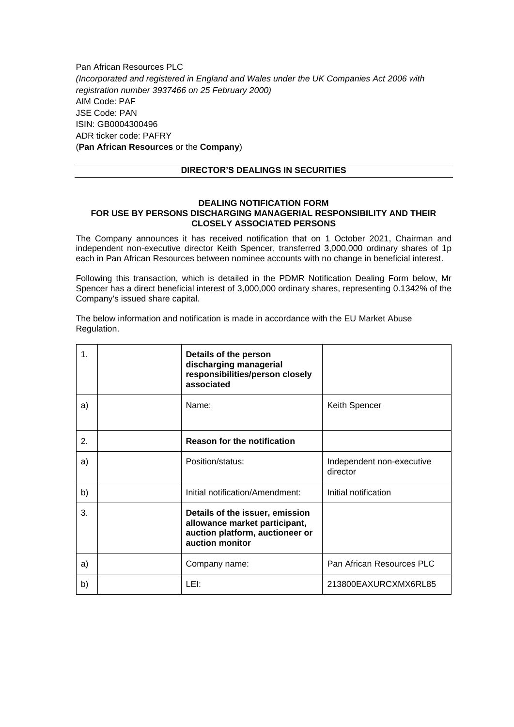Pan African Resources PLC
*(Incorporated and registered in England and Wales under the UK Companies Act 2006 with registration number 3937466 on 25 February 2000)*
AIM Code: PAF
JSE Code: PAN
ISIN: GB0004300496
ADR ticker code: PAFRY
(**Pan African Resources** or the **Company**)

## DIRECTOR'S DEALINGS IN SECURITIES

### DEALING NOTIFICATION FORM
### FOR USE BY PERSONS DISCHARGING MANAGERIAL RESPONSIBILITY AND THEIR CLOSELY ASSOCIATED PERSONS

The Company announces it has received notification that on 1 October 2021, Chairman and independent non-executive director Keith Spencer, transferred 3,000,000 ordinary shares of 1p each in Pan African Resources between nominee accounts with no change in beneficial interest.

Following this transaction, which is detailed in the PDMR Notification Dealing Form below, Mr Spencer has a direct beneficial interest of 3,000,000 ordinary shares, representing 0.1342% of the Company's issued share capital.

The below information and notification is made in accordance with the EU Market Abuse Regulation.

| | | | |
|---|---|---|---|
| 1. | | **Details of the person discharging managerial responsibilities/person closely associated** | |
| a) | | Name: | Keith Spencer |
| 2. | | **Reason for the notification** | |
| a) | | Position/status: | Independent non-executive director |
| b) | | Initial notification/Amendment: | Initial notification |
| 3. | | **Details of the issuer, emission allowance market participant, auction platform, auctioneer or auction monitor** | |
| a) | | Company name: | Pan African Resources PLC |
| b) | | LEI: | 213800EAXURCXMX6RL85 |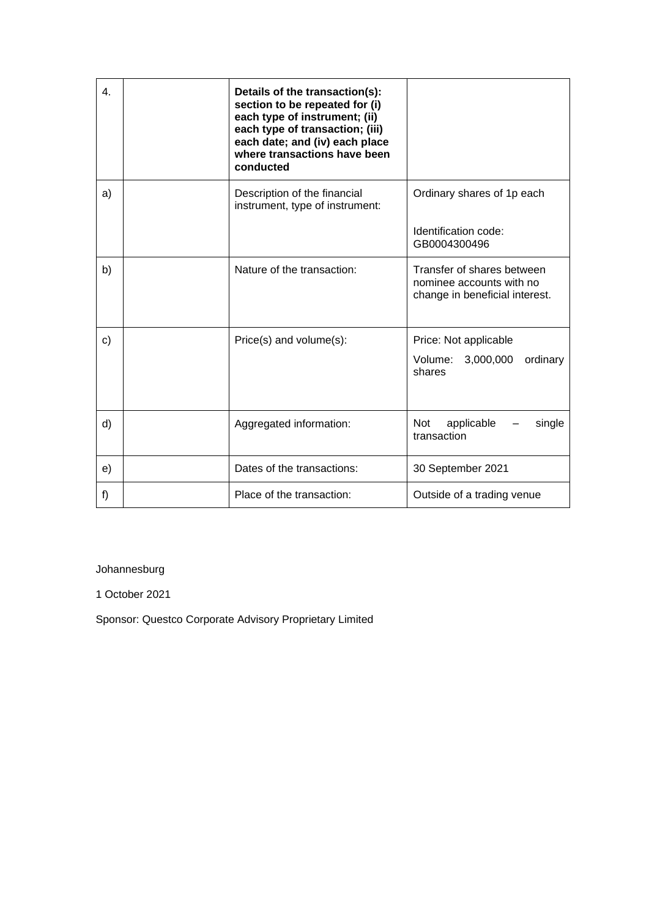| | | | |
|---|---|---|---|
| 4. | | **Details of the transaction(s): section to be repeated for (i) each type of instrument; (ii) each type of transaction; (iii) each date; and (iv) each place where transactions have been conducted** | |
| a) | | Description of the financial instrument, type of instrument: | Ordinary shares of 1p each<br><br>Identification code: GB0004300496 |
| b) | | Nature of the transaction: | Transfer of shares between nominee accounts with no change in beneficial interest. |
| c) | | Price(s) and volume(s): | Price: Not applicable<br>Volume: 3,000,000 ordinary shares |
| d) | | Aggregated information: | Not applicable – single transaction |
| e) | | Dates of the transactions: | 30 September 2021 |
| f) | | Place of the transaction: | Outside of a trading venue |

Johannesburg

1 October 2021

Sponsor: Questco Corporate Advisory Proprietary Limited